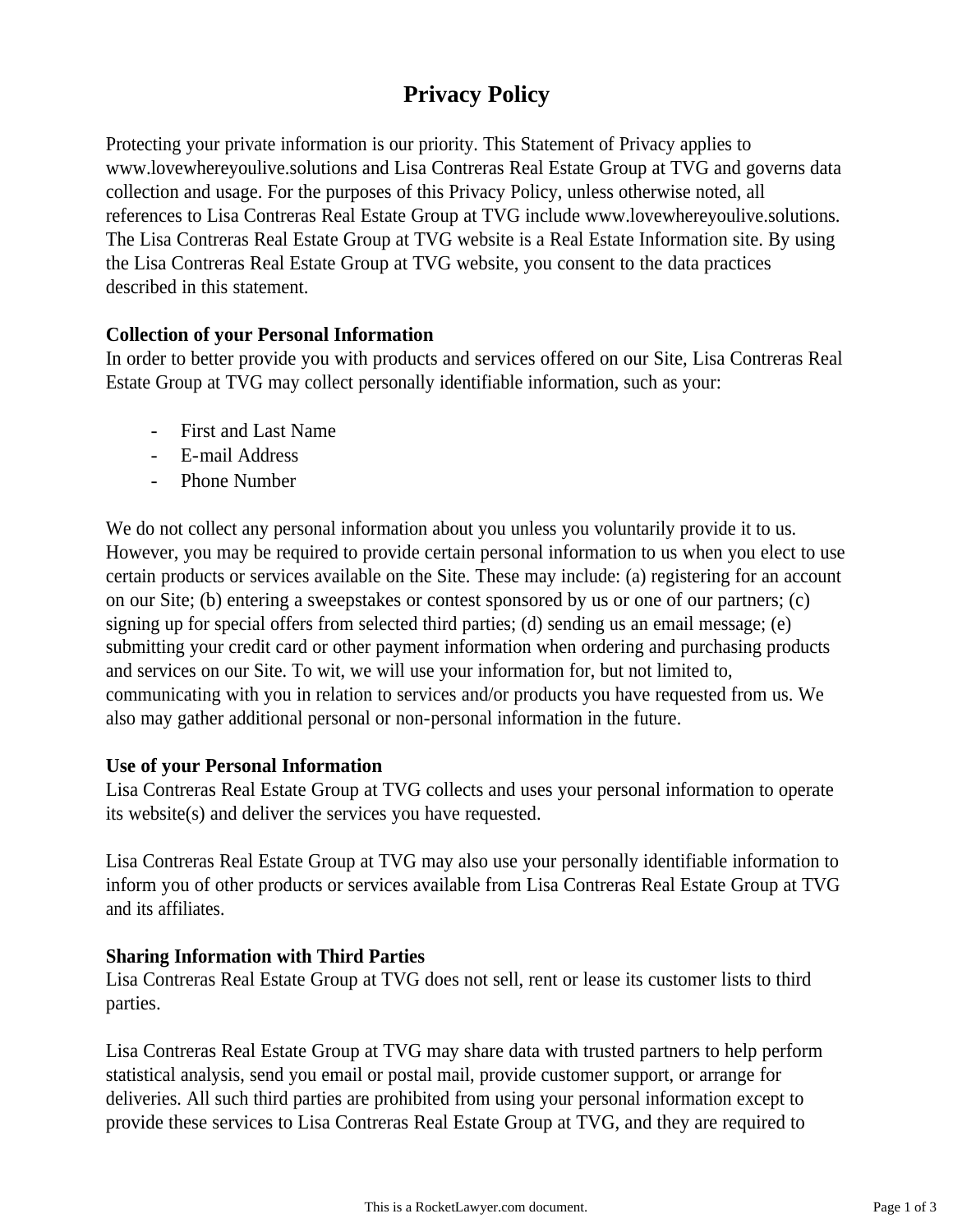# Privacy Policy

Protecting your private information is our priority. This Statement of Privacy applies to www.lovewhereyoulive.solutions and Lisa Contreras Real Estate Group at TVG and governs data collection and usage. For the purposes of this Privacy Policy, unless otherwise noted, all references to Lisa Contreras Real Estate Group at TVG include www.lovewhereyoulive.solutions. The Lisa Contreras Real Estate Group at TVG website is a Real Estate Information site. By using the Lisa Contreras Real Estate Group at TVG website, you consent to the data practices described in this statement.

**Collection of your Personal Information**
In order to better provide you with products and services offered on our Site, Lisa Contreras Real Estate Group at TVG may collect personally identifiable information, such as your:

- First and Last Name
- E-mail Address
- Phone Number

We do not collect any personal information about you unless you voluntarily provide it to us. However, you may be required to provide certain personal information to us when you elect to use certain products or services available on the Site. These may include: (a) registering for an account on our Site; (b) entering a sweepstakes or contest sponsored by us or one of our partners; (c) signing up for special offers from selected third parties; (d) sending us an email message; (e) submitting your credit card or other payment information when ordering and purchasing products and services on our Site. To wit, we will use your information for, but not limited to, communicating with you in relation to services and/or products you have requested from us. We also may gather additional personal or non-personal information in the future.

**Use of your Personal Information**
Lisa Contreras Real Estate Group at TVG collects and uses your personal information to operate its website(s) and deliver the services you have requested.

Lisa Contreras Real Estate Group at TVG may also use your personally identifiable information to inform you of other products or services available from Lisa Contreras Real Estate Group at TVG and its affiliates.

**Sharing Information with Third Parties**
Lisa Contreras Real Estate Group at TVG does not sell, rent or lease its customer lists to third parties.

Lisa Contreras Real Estate Group at TVG may share data with trusted partners to help perform statistical analysis, send you email or postal mail, provide customer support, or arrange for deliveries. All such third parties are prohibited from using your personal information except to provide these services to Lisa Contreras Real Estate Group at TVG, and they are required to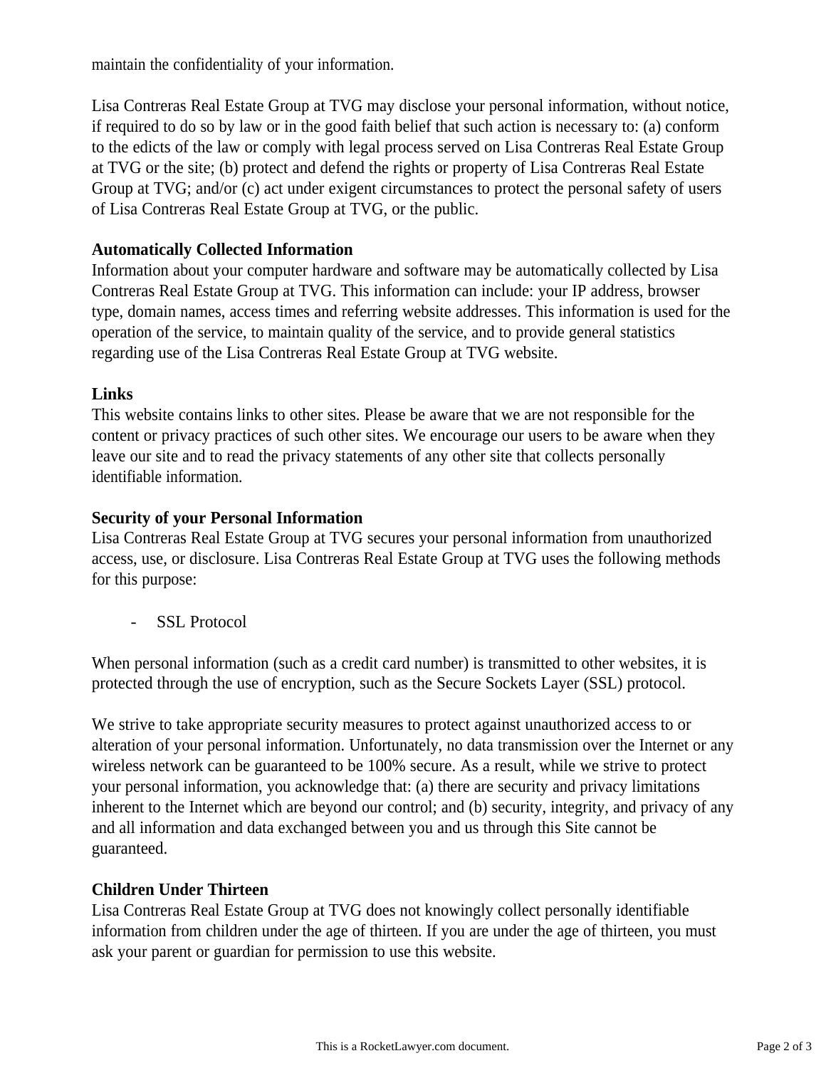maintain the confidentiality of your information.

Lisa Contreras Real Estate Group at TVG may disclose your personal information, without notice, if required to do so by law or in the good faith belief that such action is necessary to: (a) conform to the edicts of the law or comply with legal process served on Lisa Contreras Real Estate Group at TVG or the site; (b) protect and defend the rights or property of Lisa Contreras Real Estate Group at TVG; and/or (c) act under exigent circumstances to protect the personal safety of users of Lisa Contreras Real Estate Group at TVG, or the public.

**Automatically Collected Information**
Information about your computer hardware and software may be automatically collected by Lisa Contreras Real Estate Group at TVG. This information can include: your IP address, browser type, domain names, access times and referring website addresses. This information is used for the operation of the service, to maintain quality of the service, and to provide general statistics regarding use of the Lisa Contreras Real Estate Group at TVG website.

**Links**
This website contains links to other sites. Please be aware that we are not responsible for the content or privacy practices of such other sites. We encourage our users to be aware when they leave our site and to read the privacy statements of any other site that collects personally identifiable information.

**Security of your Personal Information**
Lisa Contreras Real Estate Group at TVG secures your personal information from unauthorized access, use, or disclosure. Lisa Contreras Real Estate Group at TVG uses the following methods for this purpose:

- SSL Protocol

When personal information (such as a credit card number) is transmitted to other websites, it is protected through the use of encryption, such as the Secure Sockets Layer (SSL) protocol.

We strive to take appropriate security measures to protect against unauthorized access to or alteration of your personal information. Unfortunately, no data transmission over the Internet or any wireless network can be guaranteed to be 100% secure. As a result, while we strive to protect your personal information, you acknowledge that: (a) there are security and privacy limitations inherent to the Internet which are beyond our control; and (b) security, integrity, and privacy of any and all information and data exchanged between you and us through this Site cannot be guaranteed.

**Children Under Thirteen**
Lisa Contreras Real Estate Group at TVG does not knowingly collect personally identifiable information from children under the age of thirteen. If you are under the age of thirteen, you must ask your parent or guardian for permission to use this website.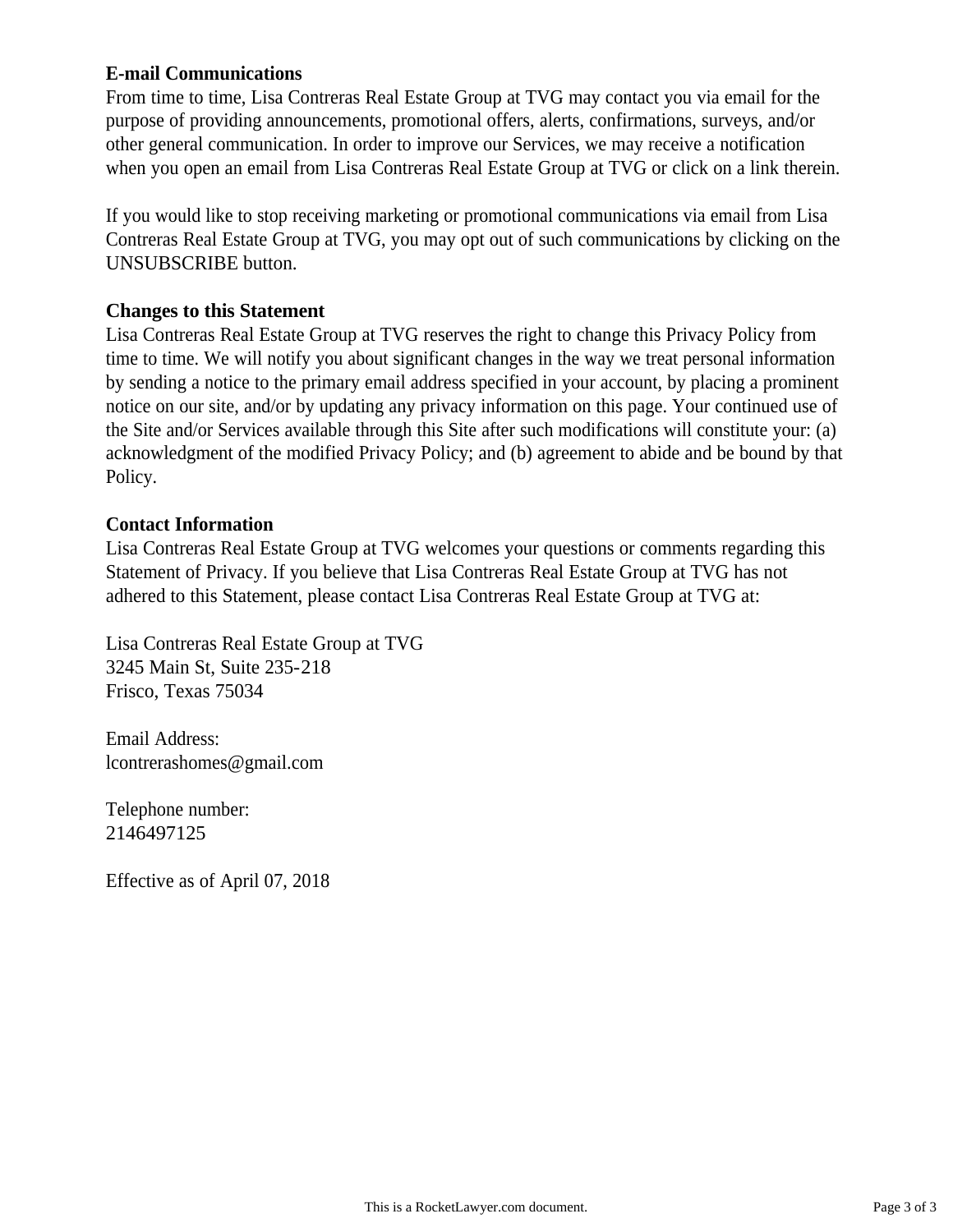**E-mail Communications**

From time to time, Lisa Contreras Real Estate Group at TVG may contact you via email for the purpose of providing announcements, promotional offers, alerts, confirmations, surveys, and/or other general communication. In order to improve our Services, we may receive a notification when you open an email from Lisa Contreras Real Estate Group at TVG or click on a link therein.

If you would like to stop receiving marketing or promotional communications via email from Lisa Contreras Real Estate Group at TVG, you may opt out of such communications by clicking on the UNSUBSCRIBE button.

**Changes to this Statement**

Lisa Contreras Real Estate Group at TVG reserves the right to change this Privacy Policy from time to time. We will notify you about significant changes in the way we treat personal information by sending a notice to the primary email address specified in your account, by placing a prominent notice on our site, and/or by updating any privacy information on this page. Your continued use of the Site and/or Services available through this Site after such modifications will constitute your: (a) acknowledgment of the modified Privacy Policy; and (b) agreement to abide and be bound by that Policy.

**Contact Information**

Lisa Contreras Real Estate Group at TVG welcomes your questions or comments regarding this Statement of Privacy. If you believe that Lisa Contreras Real Estate Group at TVG has not adhered to this Statement, please contact Lisa Contreras Real Estate Group at TVG at:

Lisa Contreras Real Estate Group at TVG
3245 Main St, Suite 235-218
Frisco, Texas 75034

Email Address:
lcontrerashomes@gmail.com

Telephone number:
2146497125

Effective as of April 07, 2018

This is a RocketLawyer.com document.